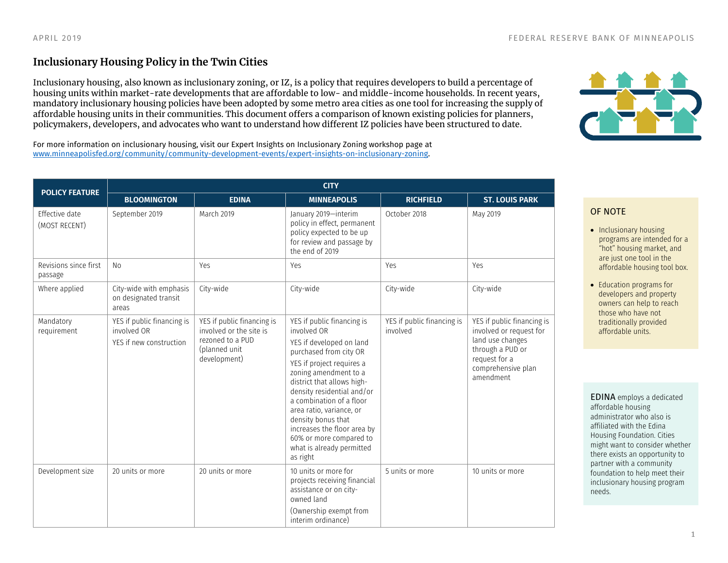# Inclusionary Housing Policy in the Twin Cities

Inclusionary housing, also known as inclusionary zoning, or IZ, is a policy that requires developers to build a percentage of housing units within market-rate developments that are affordable to low- and middle-income households. In recent years, mandatory inclusionary housing policies have been adopted by some metro area cities as one tool for increasing the supply of affordable housing units in their communities. This document offers a comparison of known existing policies for planners, policymakers, developers, and advocates who want to understand how different IZ policies have been structured to date.

For more information on inclusionary housing, visit our Expert Insights on Inclusionary Zoning workshop page at [www.minneapolisfed.org/community/community-development-events/expert-insights-on-inclusionary-zoning](www.minneapolisfed.org/community/community-development-events/expert-insights-on-inclusionary-zoning).

| POLICY FEATURE | CITY | | | | |
|---|---|---|---|---|---|
| | **BLOOMINGTON** | **EDINA** | **MINNEAPOLIS** | **RICHFIELD** | **ST. LOUIS PARK** |
| Effective date (MOST RECENT) | September 2019 | March 2019 | January 2019—interim policy in effect, permanent policy expected to be up for review and passage by the end of 2019 | October 2018 | May 2019 |
| Revisions since first passage | No | Yes | Yes | Yes | Yes |
| Where applied | City-wide with emphasis on designated transit areas | City-wide | City-wide | City-wide | City-wide |
| Mandatory requirement | YES if public financing is involved OR<br>YES if new construction | YES if public financing is involved or the site is rezoned to a PUD (planned unit development) | YES if public financing is involved OR<br>YES if developed on land purchased from city OR<br>YES if project requires a zoning amendment to a district that allows high-density residential and/or a combination of a floor area ratio, variance, or density bonus that increases the floor area by 60% or more compared to what is already permitted as right | YES if public financing is involved | YES if public financing is involved or request for land use changes through a PUD or request for a comprehensive plan amendment |
| Development size | 20 units or more | 20 units or more | 10 units or more for projects receiving financial assistance or on city-owned land<br>(Ownership exempt from interim ordinance) | 5 units or more | 10 units or more |

## OF NOTE

- Inclusionary housing programs are intended for a "hot" housing market, and are just one tool in the affordable housing tool box.
- Education programs for developers and property owners can help to reach those who have not traditionally provided affordable units.

EDINA employs a dedicated affordable housing administrator who also is affiliated with the Edina Housing Foundation. Cities might want to consider whether there exists an opportunity to partner with a community foundation to help meet their inclusionary housing program needs.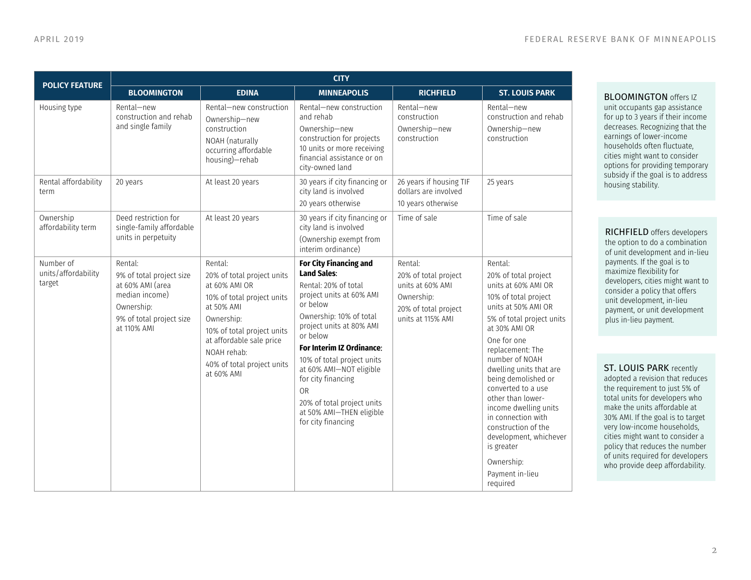| POLICY FEATURE | CITY | | | | |
|---|---|---|---|---|---|
| | **BLOOMINGTON** | **EDINA** | **MINNEAPOLIS** | **RICHFIELD** | **ST. LOUIS PARK** |
| Housing type | Rental—new construction and rehab and single family | Rental—new construction<br>Ownership—new construction<br>NOAH (naturally occurring affordable housing)—rehab | Rental—new construction and rehab<br>Ownership—new construction for projects 10 units or more receiving financial assistance or on city-owned land | Rental—new construction<br>Ownership—new construction | Rental—new construction and rehab<br>Ownership—new construction |
| Rental affordability term | 20 years | At least 20 years | 30 years if city financing or city land is involved<br>20 years otherwise | 26 years if housing TIF dollars are involved<br>10 years otherwise | 25 years |
| Ownership affordability term | Deed restriction for single-family affordable units in perpetuity | At least 20 years | 30 years if city financing or city land is involved<br>(Ownership exempt from interim ordinance) | Time of sale | Time of sale |
| Number of units/affordability target | Rental:<br>9% of total project size at 60% AMI (area median income)<br>Ownership:<br>9% of total project size at 110% AMI | Rental:<br>20% of total project units at 60% AMI OR<br>10% of total project units at 50% AMI<br>Ownership:<br>10% of total project units at affordable sale price<br>NOAH rehab:<br>40% of total project units at 60% AMI | **For City Financing and Land Sales**:<br>Rental: 20% of total project units at 60% AMI or below<br>Ownership: 10% of total project units at 80% AMI or below<br>**For Interim IZ Ordinance**:<br>10% of total project units at 60% AMI—NOT eligible for city financing<br>OR<br>20% of total project units at 50% AMI—THEN eligible for city financing | Rental:<br>20% of total project units at 60% AMI<br>Ownership:<br>20% of total project units at 115% AMI | Rental:<br>20% of total project units at 60% AMI OR<br>10% of total project units at 50% AMI OR<br>5% of total project units at 30% AMI OR<br>One for one replacement: The number of NOAH dwelling units that are being demolished or converted to a use other than lower-income dwelling units in connection with construction of the development, whichever is greater<br>Ownership:<br>Payment in-lieu required |

BLOOMINGTON offers IZ unit occupants gap assistance for up to 3 years if their income decreases. Recognizing that the earnings of lower-income households often fluctuate, cities might want to consider options for providing temporary subsidy if the goal is to address housing stability.

RICHFIELD offers developers the option to do a combination of unit development and in-lieu payments. If the goal is to maximize flexibility for developers, cities might want to consider a policy that offers unit development, in-lieu payment, or unit development plus in-lieu payment.

ST. LOUIS PARK recently adopted a revision that reduces the requirement to just 5% of total units for developers who make the units affordable at 30% AMI. If the goal is to target very low-income households, cities might want to consider a policy that reduces the number of units required for developers who provide deep affordability.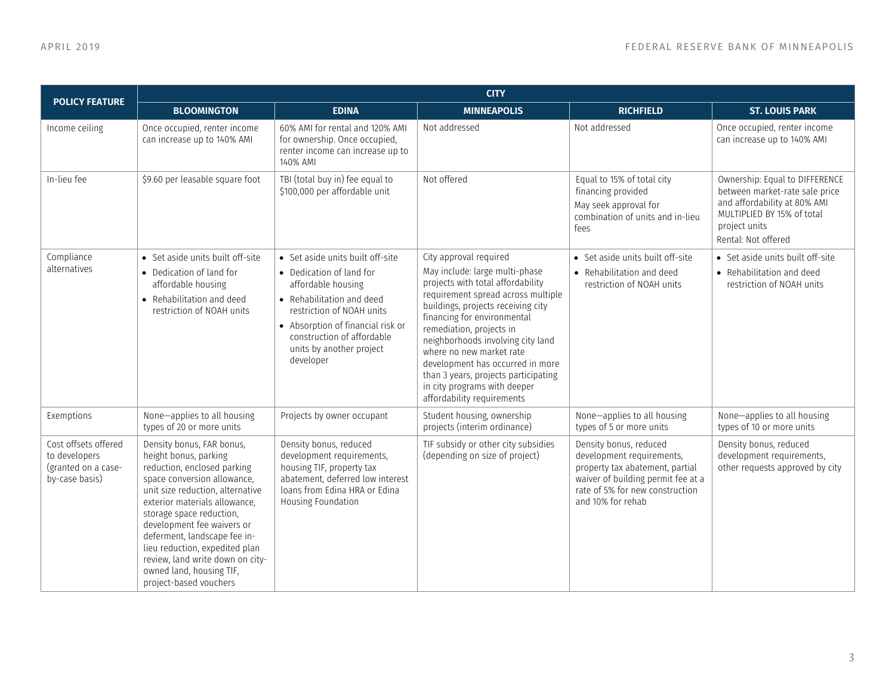| POLICY FEATURE | CITY | | | | |
|---|---|---|---|---|---|
| | BLOOMINGTON | EDINA | MINNEAPOLIS | RICHFIELD | ST. LOUIS PARK |
| Income ceiling | Once occupied, renter income can increase up to 140% AMI | 60% AMI for rental and 120% AMI for ownership. Once occupied, renter income can increase up to 140% AMI | Not addressed | Not addressed | Once occupied, renter income can increase up to 140% AMI |
| In-lieu fee | $9.60 per leasable square foot | TBI (total buy in) fee equal to $100,000 per affordable unit | Not offered | Equal to 15% of total city financing provided<br>May seek approval for combination of units and in-lieu fees | Ownership: Equal to DIFFERENCE between market-rate sale price and affordability at 80% AMI MULTIPLIED BY 15% of total project units<br>Rental: Not offered |
| Compliance alternatives | • Set aside units built off-site<br>• Dedication of land for affordable housing<br>• Rehabilitation and deed restriction of NOAH units | • Set aside units built off-site<br>• Dedication of land for affordable housing<br>• Rehabilitation and deed restriction of NOAH units<br>• Absorption of financial risk or construction of affordable units by another project developer | City approval required<br>May include: large multi-phase projects with total affordability requirement spread across multiple buildings, projects receiving city financing for environmental remediation, projects in neighborhoods involving city land where no new market rate development has occurred in more than 3 years, projects participating in city programs with deeper affordability requirements | • Set aside units built off-site<br>• Rehabilitation and deed restriction of NOAH units | • Set aside units built off-site<br>• Rehabilitation and deed restriction of NOAH units |
| Exemptions | None—applies to all housing types of 20 or more units | Projects by owner occupant | Student housing, ownership projects (interim ordinance) | None—applies to all housing types of 5 or more units | None—applies to all housing types of 10 or more units |
| Cost offsets offered to developers (granted on a case-by-case basis) | Density bonus, FAR bonus, height bonus, parking reduction, enclosed parking space conversion allowance, unit size reduction, alternative exterior materials allowance, storage space reduction, development fee waivers or deferment, landscape fee in-lieu reduction, expedited plan review, land write down on city-owned land, housing TIF, project-based vouchers | Density bonus, reduced development requirements, housing TIF, property tax abatement, deferred low interest loans from Edina HRA or Edina Housing Foundation | TIF subsidy or other city subsidies (depending on size of project) | Density bonus, reduced development requirements, property tax abatement, partial waiver of building permit fee at a rate of 5% for new construction and 10% for rehab | Density bonus, reduced development requirements, other requests approved by city |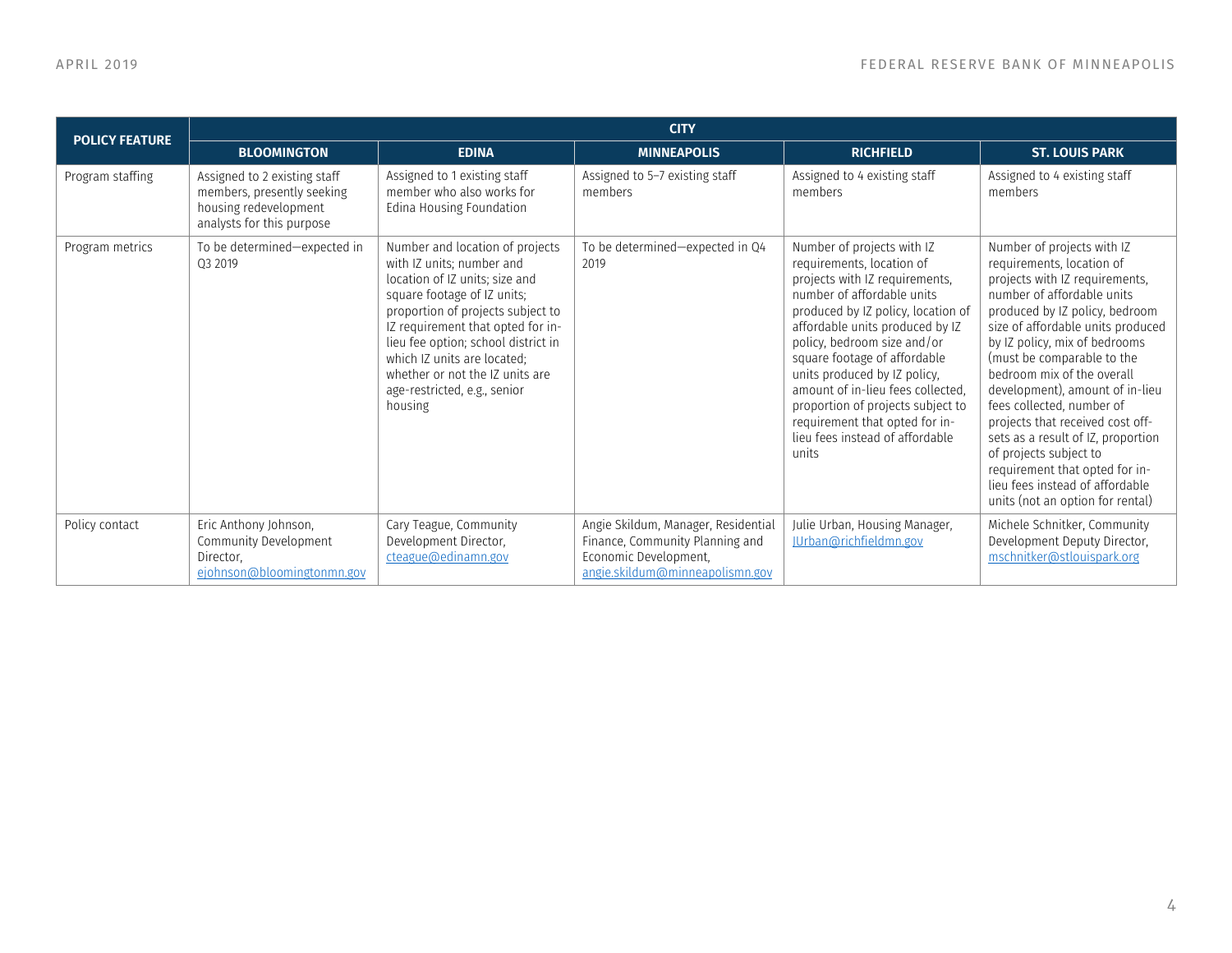| POLICY FEATURE | CITY | | | | |
|---|---|---|---|---|---|
| | BLOOMINGTON | EDINA | MINNEAPOLIS | RICHFIELD | ST. LOUIS PARK |
| Program staffing | Assigned to 2 existing staff members, presently seeking housing redevelopment analysts for this purpose | Assigned to 1 existing staff member who also works for Edina Housing Foundation | Assigned to 5–7 existing staff members | Assigned to 4 existing staff members | Assigned to 4 existing staff members |
| Program metrics | To be determined—expected in Q3 2019 | Number and location of projects with IZ units; number and location of IZ units; size and square footage of IZ units; proportion of projects subject to IZ requirement that opted for in-lieu fee option; school district in which IZ units are located; whether or not the IZ units are age-restricted, e.g., senior housing | To be determined—expected in Q4 2019 | Number of projects with IZ requirements, location of projects with IZ requirements, number of affordable units produced by IZ policy, location of affordable units produced by IZ policy, bedroom size and/or square footage of affordable units produced by IZ policy, amount of in-lieu fees collected, proportion of projects subject to requirement that opted for in-lieu fees instead of affordable units | Number of projects with IZ requirements, location of projects with IZ requirements, number of affordable units produced by IZ policy, bedroom size of affordable units produced by IZ policy, mix of bedrooms (must be comparable to the bedroom mix of the overall development), amount of in-lieu fees collected, number of projects that received cost off-sets as a result of IZ, proportion of projects subject to requirement that opted for in-lieu fees instead of affordable units (not an option for rental) |
| Policy contact | Eric Anthony Johnson, Community Development Director, ejohnson@bloomingtonmn.gov | Cary Teague, Community Development Director, cteague@edinamn.gov | Angie Skildum, Manager, Residential Finance, Community Planning and Economic Development, angie.skildum@minneapolismn.gov | Julie Urban, Housing Manager, JUrban@richfieldmn.gov | Michele Schnitker, Community Development Deputy Director, mschnitker@stlouispark.org |